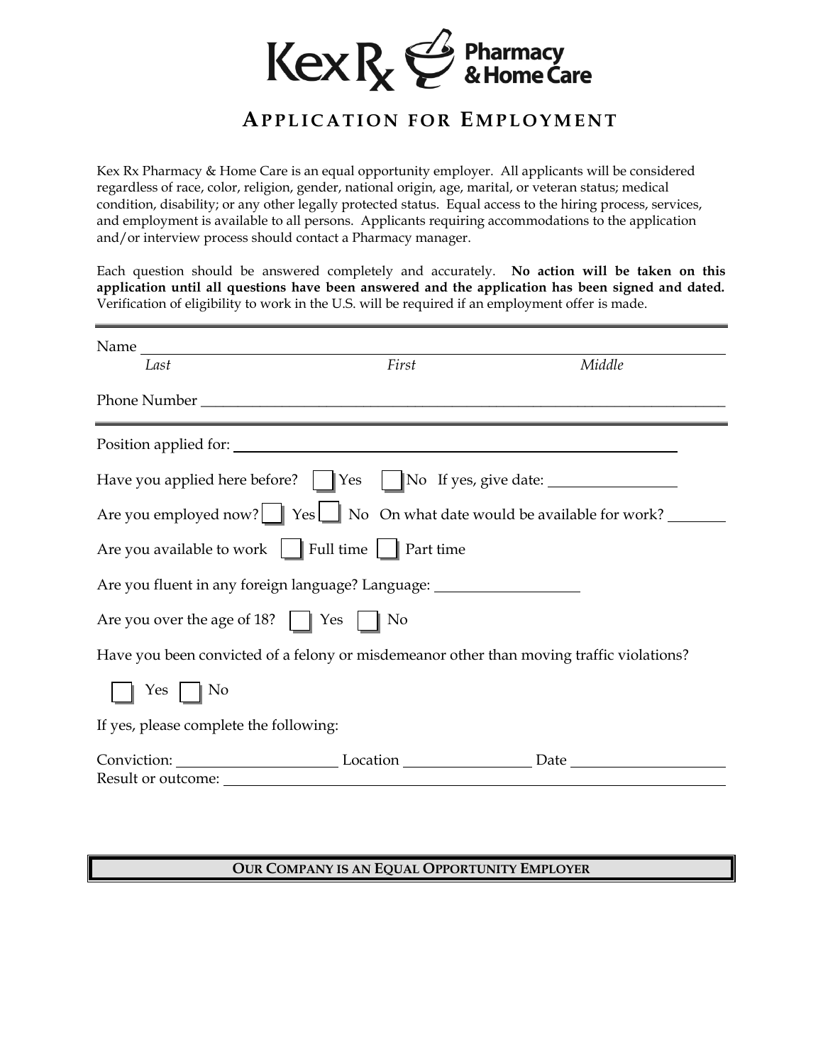Kex Rx Pharmacy & Home Care

# APPLICATION FOR EMPLOYMENT

Kex Rx Pharmacy & Home Care is an equal opportunity employer. All applicants will be considered regardless of race, color, religion, gender, national origin, age, marital, or veteran status; medical condition, disability; or any other legally protected status. Equal access to the hiring process, services, and employment is available to all persons. Applicants requiring accommodations to the application and/or interview process should contact a Pharmacy manager.

Each question should be answered completely and accurately. **No action will be taken on this application until all questions have been answered and the application has been signed and dated.** Verification of eligibility to work in the U.S. will be required if an employment offer is made.

---

Name ____________________________________________________________

*Last* *First* *Middle*

Phone Number ____________________________________________________________

---

Position applied for: ____________________________________________________________

Have you applied here before? ☐ Yes ☐ No If yes, give date: ________________

Are you employed now? ☐ Yes ☐ No On what date would be available for work? ________

Are you available to work ☐ Full time ☐ Part time

Are you fluent in any foreign language? Language: ________________

Are you over the age of 18? ☐ Yes ☐ No

Have you been convicted of a felony or misdemeanor other than moving traffic violations?

☐ Yes ☐ No

If yes, please complete the following:

Conviction: ____________________ Location ________________ Date ____________________

Result or outcome: ____________________________________________________________

**OUR COMPANY IS AN EQUAL OPPORTUNITY EMPLOYER**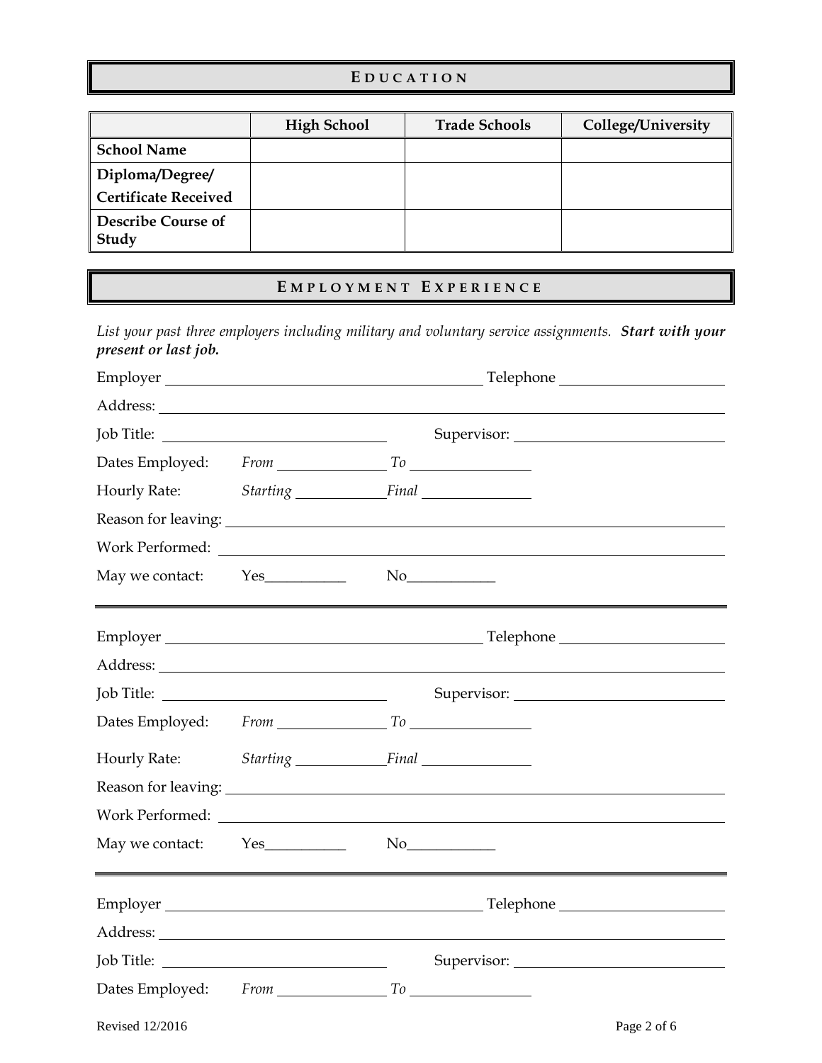## EDUCATION

| | High School | Trade Schools | College/University |
|---|---|---|---|
| **School Name** | | | |
| **Diploma/Degree/ Certificate Received** | | | |
| **Describe Course of Study** | | | |

## EMPLOYMENT EXPERIENCE

*List your past three employers including military and voluntary service assignments.* ***Start with your present or last job.***

Employer ___________________________________________ Telephone ______________________

Address: ______________________________________________________________________________

Job Title: ______________________________ Supervisor: ____________________________

Dates Employed: *From* _______________ *To* ________________

Hourly Rate: *Starting* ____________ *Final* ______________

Reason for leaving: ____________________________________________________________________

Work Performed: _______________________________________________________________________

May we contact: Yes__________ No___________

---

Employer ___________________________________________ Telephone ______________________

Address: ______________________________________________________________________________

Job Title: ______________________________ Supervisor: ____________________________

Dates Employed: *From* _______________ *To* ________________

Hourly Rate: *Starting* ____________ *Final* ______________

Reason for leaving: ____________________________________________________________________

Work Performed: _______________________________________________________________________

May we contact: Yes__________ No___________

---

Employer ___________________________________________ Telephone ______________________

Address: ______________________________________________________________________________

Job Title: ______________________________ Supervisor: ____________________________

Dates Employed: *From* _______________ *To* ________________

Revised 12/2016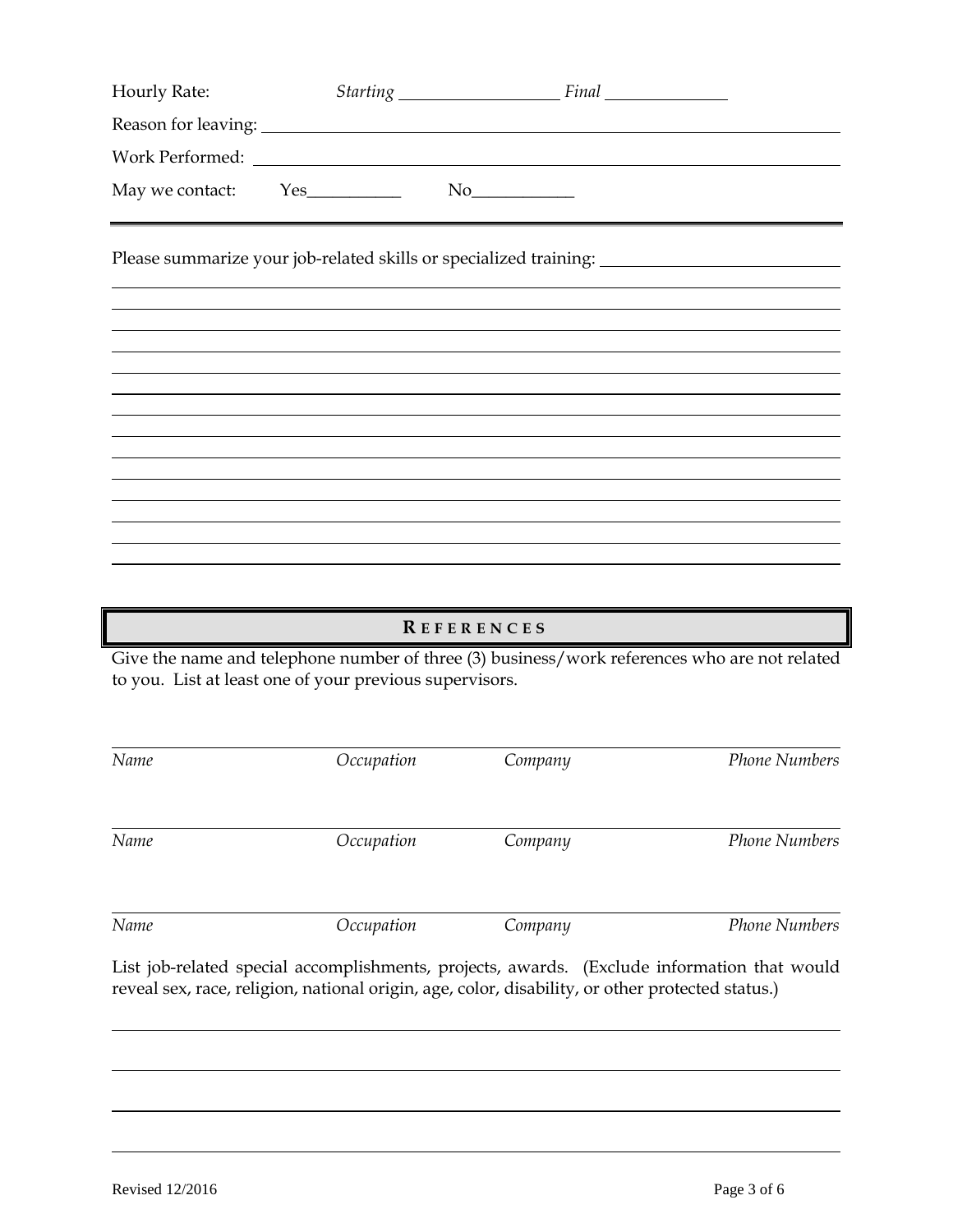Hourly Rate: *Starting* ______________ *Final* ______________

Reason for leaving: ______________________________________________

Work Performed: ______________________________________________

May we contact: Yes__________ No___________

---

Please summarize your job-related skills or specialized training: ______________________________________________

______________________________________________

______________________________________________

______________________________________________

______________________________________________

______________________________________________

______________________________________________

______________________________________________

______________________________________________

______________________________________________

______________________________________________

______________________________________________

______________________________________________

______________________________________________

## REFERENCES

Give the name and telephone number of three (3) business/work references who are not related to you. List at least one of your previous supervisors.

| *Name* | *Occupation* | *Company* | *Phone Numbers* |
|---|---|---|---|
| | | | |
| | | | |
| | | | |

List job-related special accomplishments, projects, awards. (Exclude information that would reveal sex, race, religion, national origin, age, color, disability, or other protected status.)

______________________________________________

______________________________________________

______________________________________________

______________________________________________

Revised 12/2016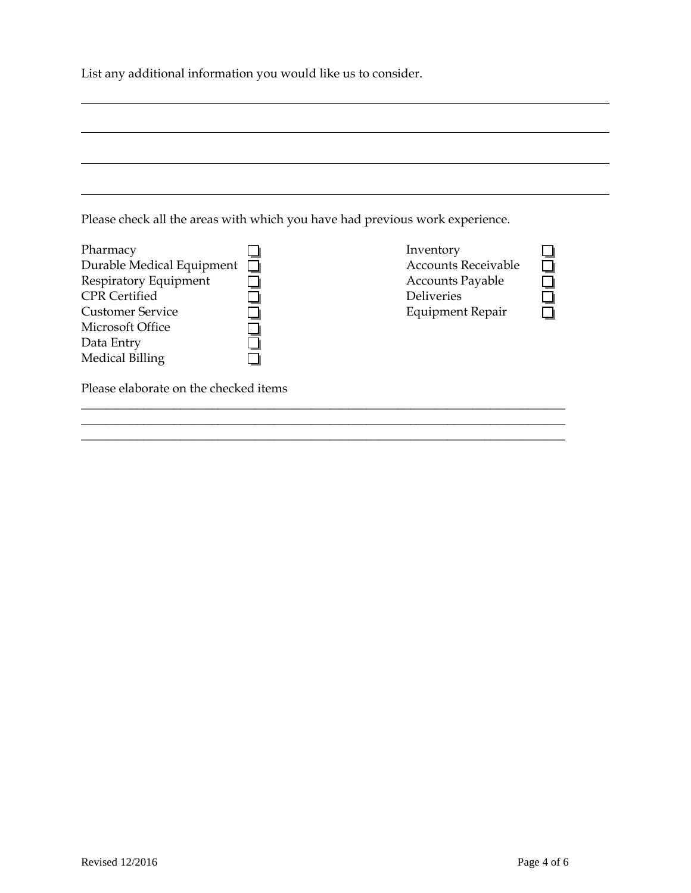List any additional information you would like us to consider.

\_\_\_\_\_\_\_\_\_\_\_\_\_\_\_\_\_\_\_\_\_\_\_\_\_\_\_\_\_\_\_\_\_\_\_\_\_\_\_\_\_\_\_\_\_\_\_\_\_\_\_\_\_\_\_\_\_\_\_\_\_\_\_\_\_\_\_\_\_\_\_\_\_\_\_\_

\_\_\_\_\_\_\_\_\_\_\_\_\_\_\_\_\_\_\_\_\_\_\_\_\_\_\_\_\_\_\_\_\_\_\_\_\_\_\_\_\_\_\_\_\_\_\_\_\_\_\_\_\_\_\_\_\_\_\_\_\_\_\_\_\_\_\_\_\_\_\_\_\_\_\_\_

\_\_\_\_\_\_\_\_\_\_\_\_\_\_\_\_\_\_\_\_\_\_\_\_\_\_\_\_\_\_\_\_\_\_\_\_\_\_\_\_\_\_\_\_\_\_\_\_\_\_\_\_\_\_\_\_\_\_\_\_\_\_\_\_\_\_\_\_\_\_\_\_\_\_\_\_

\_\_\_\_\_\_\_\_\_\_\_\_\_\_\_\_\_\_\_\_\_\_\_\_\_\_\_\_\_\_\_\_\_\_\_\_\_\_\_\_\_\_\_\_\_\_\_\_\_\_\_\_\_\_\_\_\_\_\_\_\_\_\_\_\_\_\_\_\_\_\_\_\_\_\_\_

Please check all the areas with which you have had previous work experience.

- ☐ Pharmacy
- ☐ Durable Medical Equipment
- ☐ Respiratory Equipment
- ☐ CPR Certified
- ☐ Customer Service
- ☐ Microsoft Office
- ☐ Data Entry
- ☐ Medical Billing
- ☐ Inventory
- ☐ Accounts Receivable
- ☐ Accounts Payable
- ☐ Deliveries
- ☐ Equipment Repair

Please elaborate on the checked items

\_\_\_\_\_\_\_\_\_\_\_\_\_\_\_\_\_\_\_\_\_\_\_\_\_\_\_\_\_\_\_\_\_\_\_\_\_\_\_\_\_\_\_\_\_\_\_\_\_\_\_\_\_\_\_\_\_\_\_\_\_\_\_\_\_\_\_\_\_\_\_\_\_\_\_\_

\_\_\_\_\_\_\_\_\_\_\_\_\_\_\_\_\_\_\_\_\_\_\_\_\_\_\_\_\_\_\_\_\_\_\_\_\_\_\_\_\_\_\_\_\_\_\_\_\_\_\_\_\_\_\_\_\_\_\_\_\_\_\_\_\_\_\_\_\_\_\_\_\_\_\_\_

\_\_\_\_\_\_\_\_\_\_\_\_\_\_\_\_\_\_\_\_\_\_\_\_\_\_\_\_\_\_\_\_\_\_\_\_\_\_\_\_\_\_\_\_\_\_\_\_\_\_\_\_\_\_\_\_\_\_\_\_\_\_\_\_\_\_\_\_\_\_\_\_\_\_\_\_

Revised 12/2016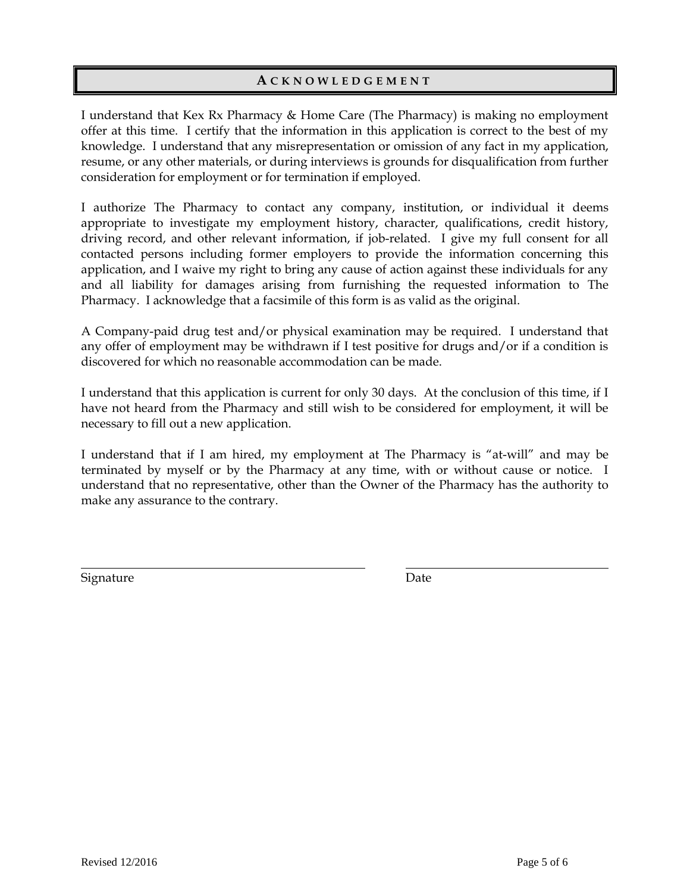## ACKNOWLEDGEMENT

I understand that Kex Rx Pharmacy & Home Care (The Pharmacy) is making no employment offer at this time. I certify that the information in this application is correct to the best of my knowledge. I understand that any misrepresentation or omission of any fact in my application, resume, or any other materials, or during interviews is grounds for disqualification from further consideration for employment or for termination if employed.

I authorize The Pharmacy to contact any company, institution, or individual it deems appropriate to investigate my employment history, character, qualifications, credit history, driving record, and other relevant information, if job-related. I give my full consent for all contacted persons including former employers to provide the information concerning this application, and I waive my right to bring any cause of action against these individuals for any and all liability for damages arising from furnishing the requested information to The Pharmacy. I acknowledge that a facsimile of this form is as valid as the original.

A Company-paid drug test and/or physical examination may be required. I understand that any offer of employment may be withdrawn if I test positive for drugs and/or if a condition is discovered for which no reasonable accommodation can be made.

I understand that this application is current for only 30 days. At the conclusion of this time, if I have not heard from the Pharmacy and still wish to be considered for employment, it will be necessary to fill out a new application.

I understand that if I am hired, my employment at The Pharmacy is "at-will" and may be terminated by myself or by the Pharmacy at any time, with or without cause or notice. I understand that no representative, other than the Owner of the Pharmacy has the authority to make any assurance to the contrary.

______________________________ ______________________

Signature Date

Revised 12/2016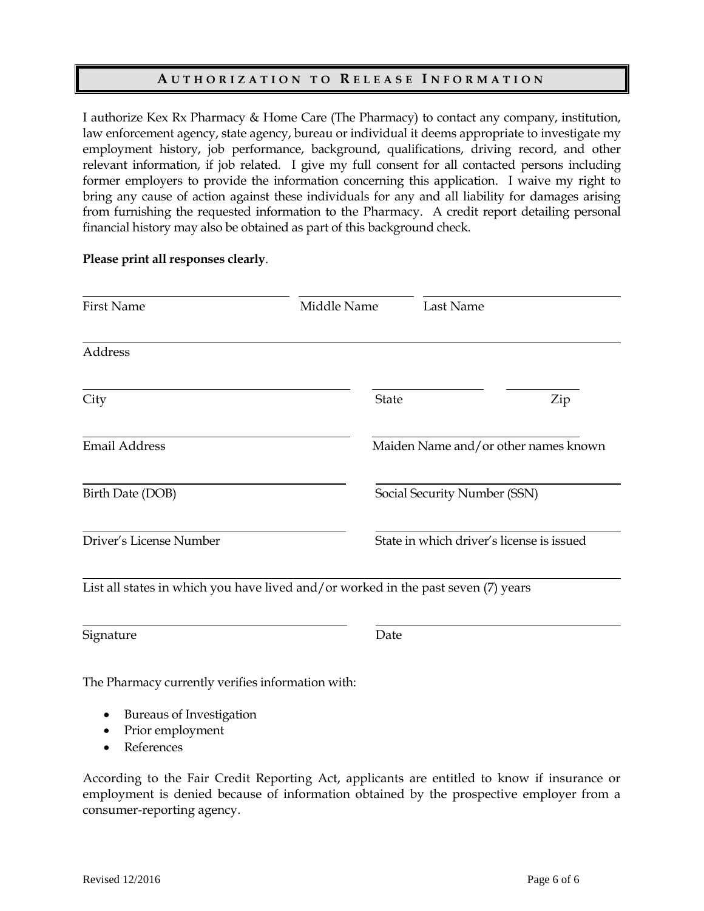## AUTHORIZATION TO RELEASE INFORMATION

I authorize Kex Rx Pharmacy & Home Care (The Pharmacy) to contact any company, institution, law enforcement agency, state agency, bureau or individual it deems appropriate to investigate my employment history, job performance, background, qualifications, driving record, and other relevant information, if job related. I give my full consent for all contacted persons including former employers to provide the information concerning this application. I waive my right to bring any cause of action against these individuals for any and all liability for damages arising from furnishing the requested information to the Pharmacy. A credit report detailing personal financial history may also be obtained as part of this background check.

**Please print all responses clearly**.

First Name ____________________ Middle Name ____________________ Last Name ____________________

Address ____________________

City ____________________ State ____________________ Zip ____________________

Email Address ____________________ Maiden Name and/or other names known ____________________

Birth Date (DOB) ____________________ Social Security Number (SSN) ____________________

Driver's License Number ____________________ State in which driver's license is issued ____________________

List all states in which you have lived and/or worked in the past seven (7) years ____________________

Signature ____________________ Date ____________________

The Pharmacy currently verifies information with:

- Bureaus of Investigation
- Prior employment
- References

According to the Fair Credit Reporting Act, applicants are entitled to know if insurance or employment is denied because of information obtained by the prospective employer from a consumer-reporting agency.

Revised 12/2016